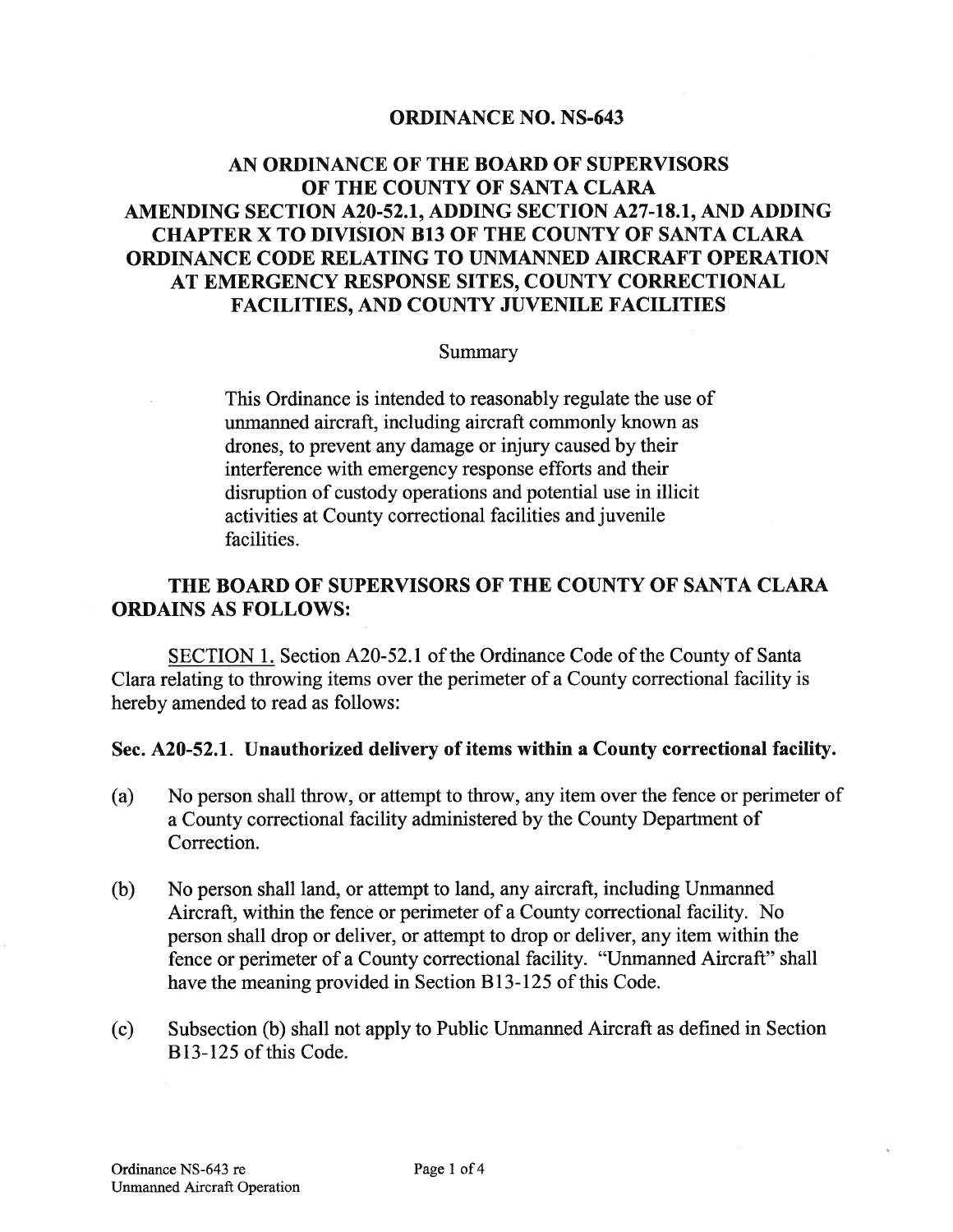# ORDINANCE NO. NS-643

## AN ORDINANCE OF THE BOARD OF SUPERVISORS OF THE COUNTY OF SANTA CLARA AMENDING SECTION A20-52.1, ADDING SECTION A27-18.1, AND ADDING CHAPTER X TO DIVISION B13 OF THE COUNTY OF SANTA CLARA ORDINANCE CODE RELATING TO UNMANNED AIRCRAFT OPERATION AT EMERGENCY RESPONSE SITES, COUNTY CORRECTIONAL FACILITIES, AND COUNTY JUVENILE FACILITIES

Summary

> This Ordinance is intended to reasonably regulate the use of unmanned aircraft, including aircraft commonly known as drones, to prevent any damage or injury caused by their interference with emergency response efforts and their disruption of custody operations and potential use in illicit activities at County correctional facilities and juvenile facilities.

## THE BOARD OF SUPERVISORS OF THE COUNTY OF SANTA CLARA ORDAINS AS FOLLOWS:

SECTION 1. Section A20-52.1 of the Ordinance Code of the County of Santa Clara relating to throwing items over the perimeter of a County correctional facility is hereby amended to read as follows:

**Sec. A20-52.1. Unauthorized delivery of items within a County correctional facility.**

(a) No person shall throw, or attempt to throw, any item over the fence or perimeter of a County correctional facility administered by the County Department of Correction.

(b) No person shall land, or attempt to land, any aircraft, including Unmanned Aircraft, within the fence or perimeter of a County correctional facility. No person shall drop or deliver, or attempt to drop or deliver, any item within the fence or perimeter of a County correctional facility. "Unmanned Aircraft" shall have the meaning provided in Section B13-125 of this Code.

(c) Subsection (b) shall not apply to Public Unmanned Aircraft as defined in Section B13-125 of this Code.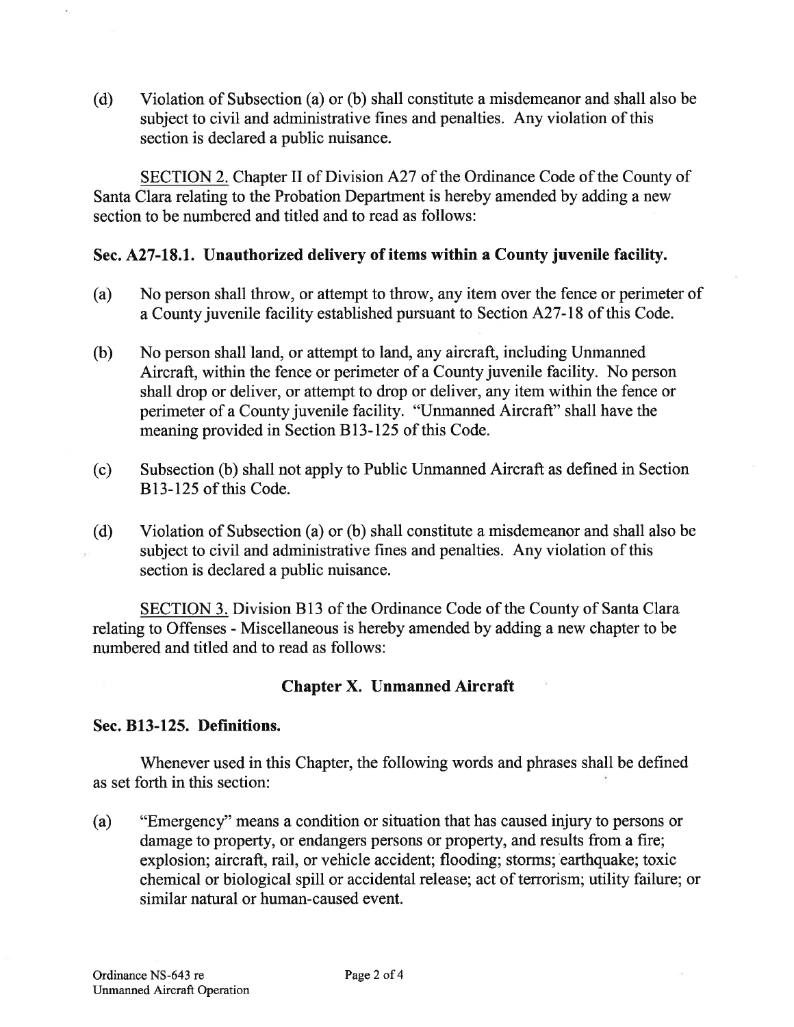(d) Violation of Subsection (a) or (b) shall constitute a misdemeanor and shall also be subject to civil and administrative fines and penalties. Any violation of this section is declared a public nuisance.

SECTION 2. Chapter II of Division A27 of the Ordinance Code of the County of Santa Clara relating to the Probation Department is hereby amended by adding a new section to be numbered and titled and to read as follows:

**Sec. A27-18.1. Unauthorized delivery of items within a County juvenile facility.**

(a) No person shall throw, or attempt to throw, any item over the fence or perimeter of a County juvenile facility established pursuant to Section A27-18 of this Code.

(b) No person shall land, or attempt to land, any aircraft, including Unmanned Aircraft, within the fence or perimeter of a County juvenile facility. No person shall drop or deliver, or attempt to drop or deliver, any item within the fence or perimeter of a County juvenile facility. "Unmanned Aircraft" shall have the meaning provided in Section B13-125 of this Code.

(c) Subsection (b) shall not apply to Public Unmanned Aircraft as defined in Section B13-125 of this Code.

(d) Violation of Subsection (a) or (b) shall constitute a misdemeanor and shall also be subject to civil and administrative fines and penalties. Any violation of this section is declared a public nuisance.

SECTION 3. Division B13 of the Ordinance Code of the County of Santa Clara relating to Offenses - Miscellaneous is hereby amended by adding a new chapter to be numbered and titled and to read as follows:

## Chapter X. Unmanned Aircraft

**Sec. B13-125. Definitions.**

Whenever used in this Chapter, the following words and phrases shall be defined as set forth in this section:

(a) "Emergency" means a condition or situation that has caused injury to persons or damage to property, or endangers persons or property, and results from a fire; explosion; aircraft, rail, or vehicle accident; flooding; storms; earthquake; toxic chemical or biological spill or accidental release; act of terrorism; utility failure; or similar natural or human-caused event.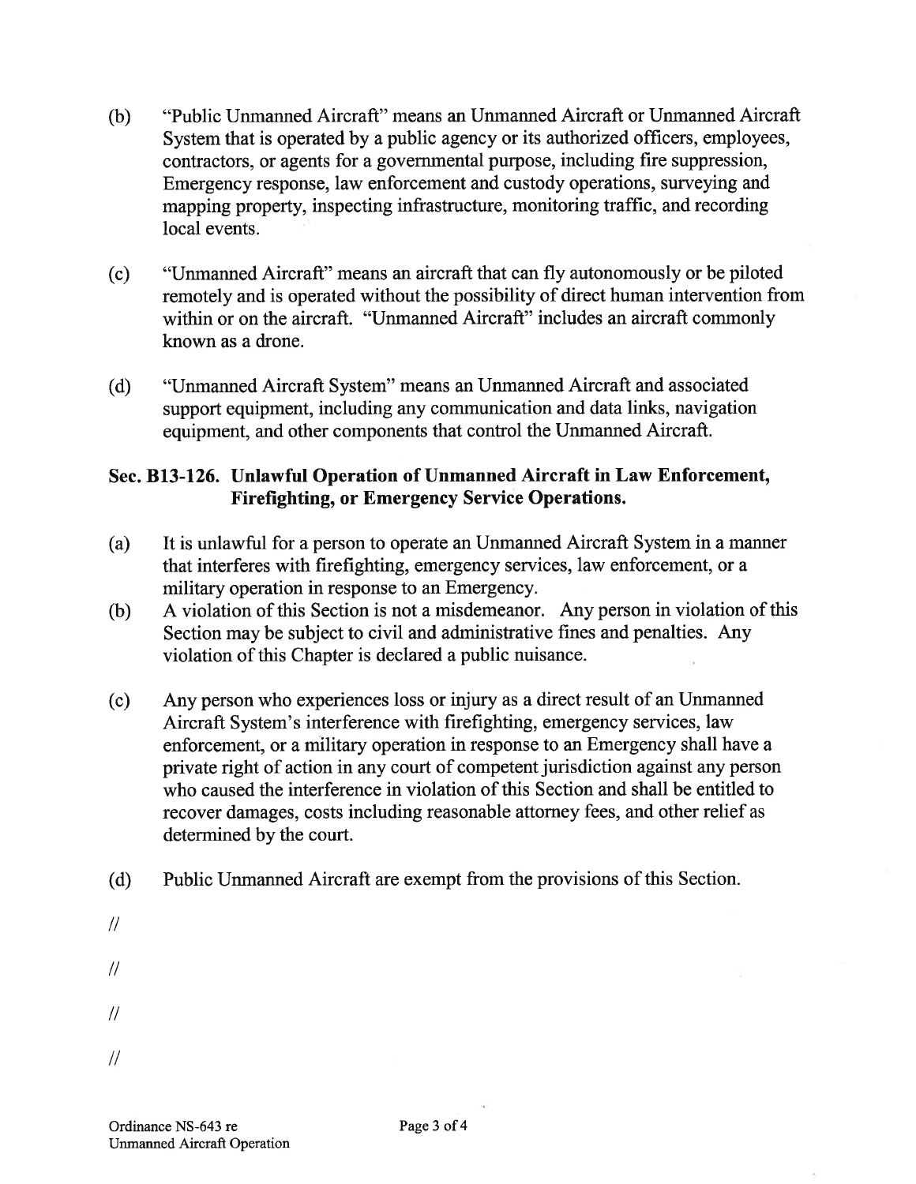(b) "Public Unmanned Aircraft" means an Unmanned Aircraft or Unmanned Aircraft System that is operated by a public agency or its authorized officers, employees, contractors, or agents for a governmental purpose, including fire suppression, Emergency response, law enforcement and custody operations, surveying and mapping property, inspecting infrastructure, monitoring traffic, and recording local events.

(c) "Unmanned Aircraft" means an aircraft that can fly autonomously or be piloted remotely and is operated without the possibility of direct human intervention from within or on the aircraft. "Unmanned Aircraft" includes an aircraft commonly known as a drone.

(d) "Unmanned Aircraft System" means an Unmanned Aircraft and associated support equipment, including any communication and data links, navigation equipment, and other components that control the Unmanned Aircraft.

**Sec. B13-126. Unlawful Operation of Unmanned Aircraft in Law Enforcement, Firefighting, or Emergency Service Operations.**

(a) It is unlawful for a person to operate an Unmanned Aircraft System in a manner that interferes with firefighting, emergency services, law enforcement, or a military operation in response to an Emergency.

(b) A violation of this Section is not a misdemeanor. Any person in violation of this Section may be subject to civil and administrative fines and penalties. Any violation of this Chapter is declared a public nuisance.

(c) Any person who experiences loss or injury as a direct result of an Unmanned Aircraft System's interference with firefighting, emergency services, law enforcement, or a military operation in response to an Emergency shall have a private right of action in any court of competent jurisdiction against any person who caused the interference in violation of this Section and shall be entitled to recover damages, costs including reasonable attorney fees, and other relief as determined by the court.

(d) Public Unmanned Aircraft are exempt from the provisions of this Section.

//

//

//

//

Ordinance NS-643 re
Unmanned Aircraft Operation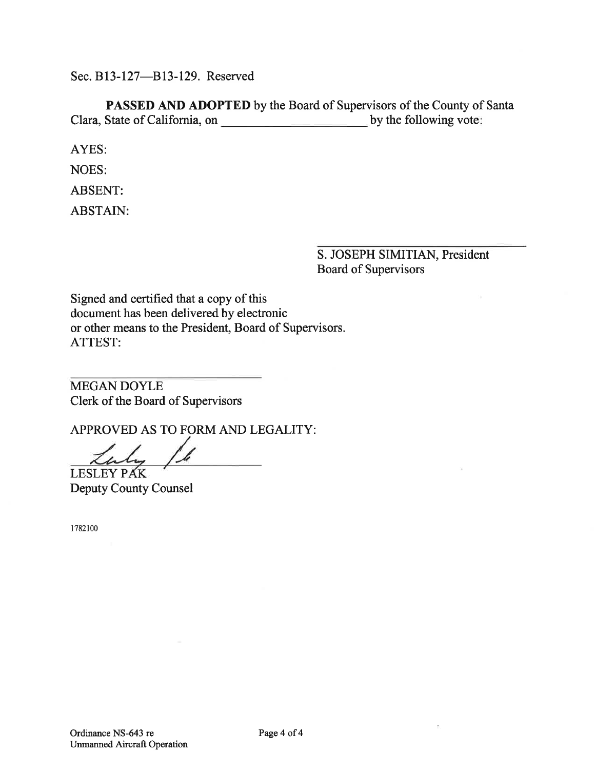Sec. B13-127—B13-129. Reserved

**PASSED AND ADOPTED** by the Board of Supervisors of the County of Santa Clara, State of California, on _______________________ by the following vote:

AYES:

NOES:

ABSENT:

ABSTAIN:

_______________________________

S. JOSEPH SIMITIAN, President
Board of Supervisors

Signed and certified that a copy of this document has been delivered by electronic or other means to the President, Board of Supervisors.
ATTEST:

_______________________________

MEGAN DOYLE
Clerk of the Board of Supervisors

APPROVED AS TO FORM AND LEGALITY:

_______________________________

LESLEY PAK
Deputy County Counsel

1782100

Ordinance NS-643 re
Unmanned Aircraft Operation